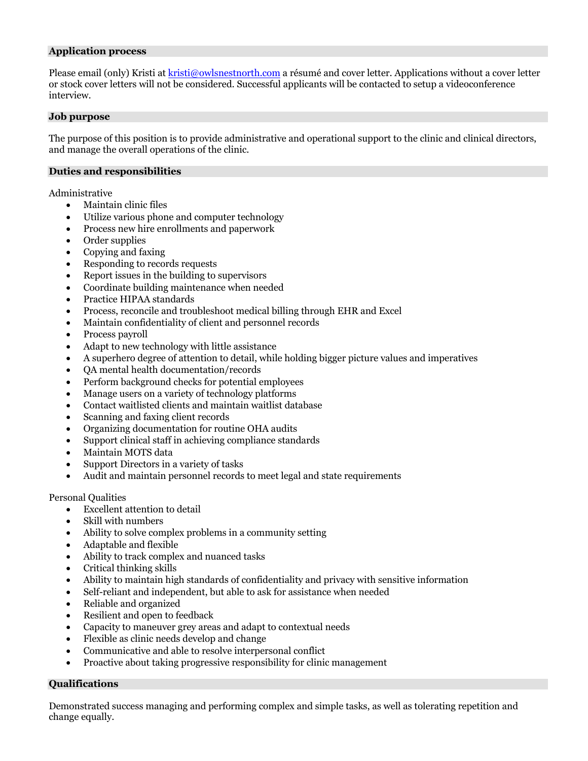## Application process

Please email (only) Kristi at [kristi@owlsnestnorth.com](mailto:kristi@owlsnestnorth.com) a résumé and cover letter. Applications without a cover letter or stock cover letters will not be considered. Successful applicants will be contacted to setup a videoconference interview.

## Job purpose

The purpose of this position is to provide administrative and operational support to the clinic and clinical directors, and manage the overall operations of the clinic.

## Duties and responsibilities

Administrative

- Maintain clinic files
- Utilize various phone and computer technology
- Process new hire enrollments and paperwork
- Order supplies
- Copying and faxing
- Responding to records requests
- Report issues in the building to supervisors
- Coordinate building maintenance when needed
- Practice HIPAA standards
- Process, reconcile and troubleshoot medical billing through EHR and Excel
- Maintain confidentiality of client and personnel records
- Process payroll
- Adapt to new technology with little assistance
- A superhero degree of attention to detail, while holding bigger picture values and imperatives
- QA mental health documentation/records
- Perform background checks for potential employees
- Manage users on a variety of technology platforms
- Contact waitlisted clients and maintain waitlist database
- Scanning and faxing client records
- Organizing documentation for routine OHA audits
- Support clinical staff in achieving compliance standards
- Maintain MOTS data
- Support Directors in a variety of tasks
- Audit and maintain personnel records to meet legal and state requirements

Personal Qualities

- Excellent attention to detail
- Skill with numbers
- Ability to solve complex problems in a community setting
- Adaptable and flexible
- Ability to track complex and nuanced tasks
- Critical thinking skills
- Ability to maintain high standards of confidentiality and privacy with sensitive information
- Self-reliant and independent, but able to ask for assistance when needed
- Reliable and organized
- Resilient and open to feedback
- Capacity to maneuver grey areas and adapt to contextual needs
- Flexible as clinic needs develop and change
- Communicative and able to resolve interpersonal conflict
- Proactive about taking progressive responsibility for clinic management

## Qualifications

Demonstrated success managing and performing complex and simple tasks, as well as tolerating repetition and change equally.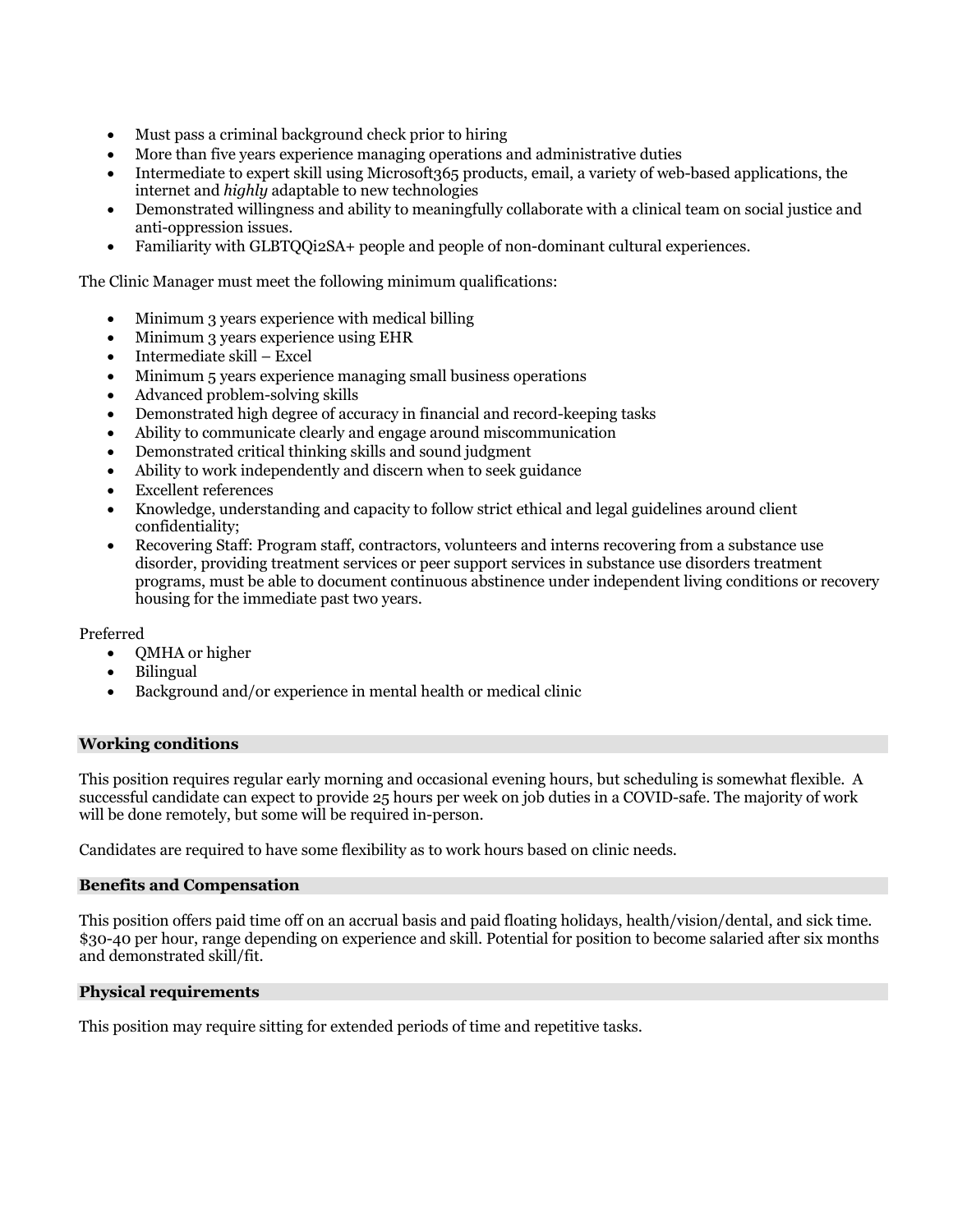- Must pass a criminal background check prior to hiring
- More than five years experience managing operations and administrative duties
- Intermediate to expert skill using Microsoft365 products, email, a variety of web-based applications, the internet and *highly* adaptable to new technologies
- Demonstrated willingness and ability to meaningfully collaborate with a clinical team on social justice and anti-oppression issues.
- Familiarity with GLBTQQi2SA+ people and people of non-dominant cultural experiences.

The Clinic Manager must meet the following minimum qualifications:

- Minimum 3 years experience with medical billing
- Minimum 3 years experience using EHR
- Intermediate skill – Excel
- Minimum 5 years experience managing small business operations
- Advanced problem-solving skills
- Demonstrated high degree of accuracy in financial and record-keeping tasks
- Ability to communicate clearly and engage around miscommunication
- Demonstrated critical thinking skills and sound judgment
- Ability to work independently and discern when to seek guidance
- Excellent references
- Knowledge, understanding and capacity to follow strict ethical and legal guidelines around client confidentiality;
- Recovering Staff: Program staff, contractors, volunteers and interns recovering from a substance use disorder, providing treatment services or peer support services in substance use disorders treatment programs, must be able to document continuous abstinence under independent living conditions or recovery housing for the immediate past two years.

Preferred

- QMHA or higher
- Bilingual
- Background and/or experience in mental health or medical clinic

## Working conditions

This position requires regular early morning and occasional evening hours, but scheduling is somewhat flexible. A successful candidate can expect to provide 25 hours per week on job duties in a COVID-safe. The majority of work will be done remotely, but some will be required in-person.

Candidates are required to have some flexibility as to work hours based on clinic needs.

## Benefits and Compensation

This position offers paid time off on an accrual basis and paid floating holidays, health/vision/dental, and sick time. $30-40 per hour, range depending on experience and skill. Potential for position to become salaried after six months and demonstrated skill/fit.

## Physical requirements

This position may require sitting for extended periods of time and repetitive tasks.